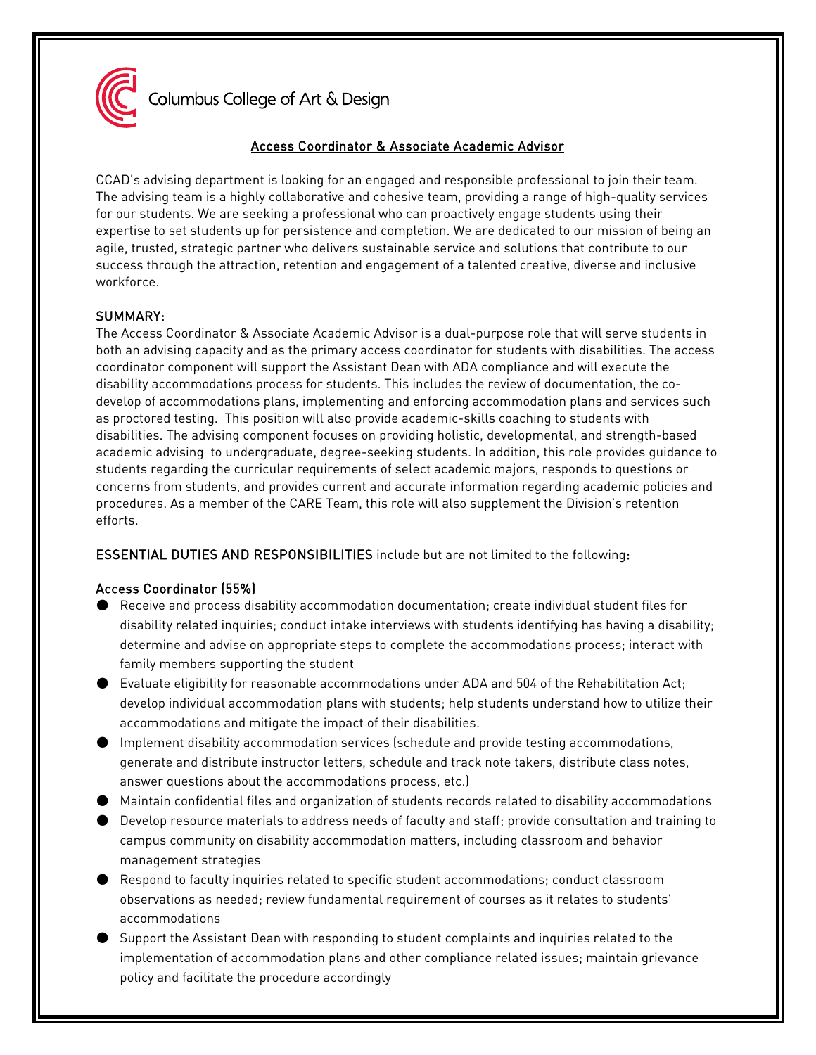Columbus College of Art & Design

# Access Coordinator & Associate Academic Advisor

CCAD's advising department is looking for an engaged and responsible professional to join their team. The advising team is a highly collaborative and cohesive team, providing a range of high-quality services for our students. We are seeking a professional who can proactively engage students using their expertise to set students up for persistence and completion. We are dedicated to our mission of being an agile, trusted, strategic partner who delivers sustainable service and solutions that contribute to our success through the attraction, retention and engagement of a talented creative, diverse and inclusive workforce.

## SUMMARY:

The Access Coordinator & Associate Academic Advisor is a dual-purpose role that will serve students in both an advising capacity and as the primary access coordinator for students with disabilities. The access coordinator component will support the Assistant Dean with ADA compliance and will execute the disability accommodations process for students. This includes the review of documentation, the co-develop of accommodations plans, implementing and enforcing accommodation plans and services such as proctored testing. This position will also provide academic-skills coaching to students with disabilities. The advising component focuses on providing holistic, developmental, and strength-based academic advising to undergraduate, degree-seeking students. In addition, this role provides guidance to students regarding the curricular requirements of select academic majors, responds to questions or concerns from students, and provides current and accurate information regarding academic policies and procedures. As a member of the CARE Team, this role will also supplement the Division's retention efforts.

**ESSENTIAL DUTIES AND RESPONSIBILITIES** include but are not limited to the following:

### Access Coordinator (55%)

- Receive and process disability accommodation documentation; create individual student files for disability related inquiries; conduct intake interviews with students identifying has having a disability; determine and advise on appropriate steps to complete the accommodations process; interact with family members supporting the student
- Evaluate eligibility for reasonable accommodations under ADA and 504 of the Rehabilitation Act; develop individual accommodation plans with students; help students understand how to utilize their accommodations and mitigate the impact of their disabilities.
- Implement disability accommodation services (schedule and provide testing accommodations, generate and distribute instructor letters, schedule and track note takers, distribute class notes, answer questions about the accommodations process, etc.)
- Maintain confidential files and organization of students records related to disability accommodations
- Develop resource materials to address needs of faculty and staff; provide consultation and training to campus community on disability accommodation matters, including classroom and behavior management strategies
- Respond to faculty inquiries related to specific student accommodations; conduct classroom observations as needed; review fundamental requirement of courses as it relates to students' accommodations
- Support the Assistant Dean with responding to student complaints and inquiries related to the implementation of accommodation plans and other compliance related issues; maintain grievance policy and facilitate the procedure accordingly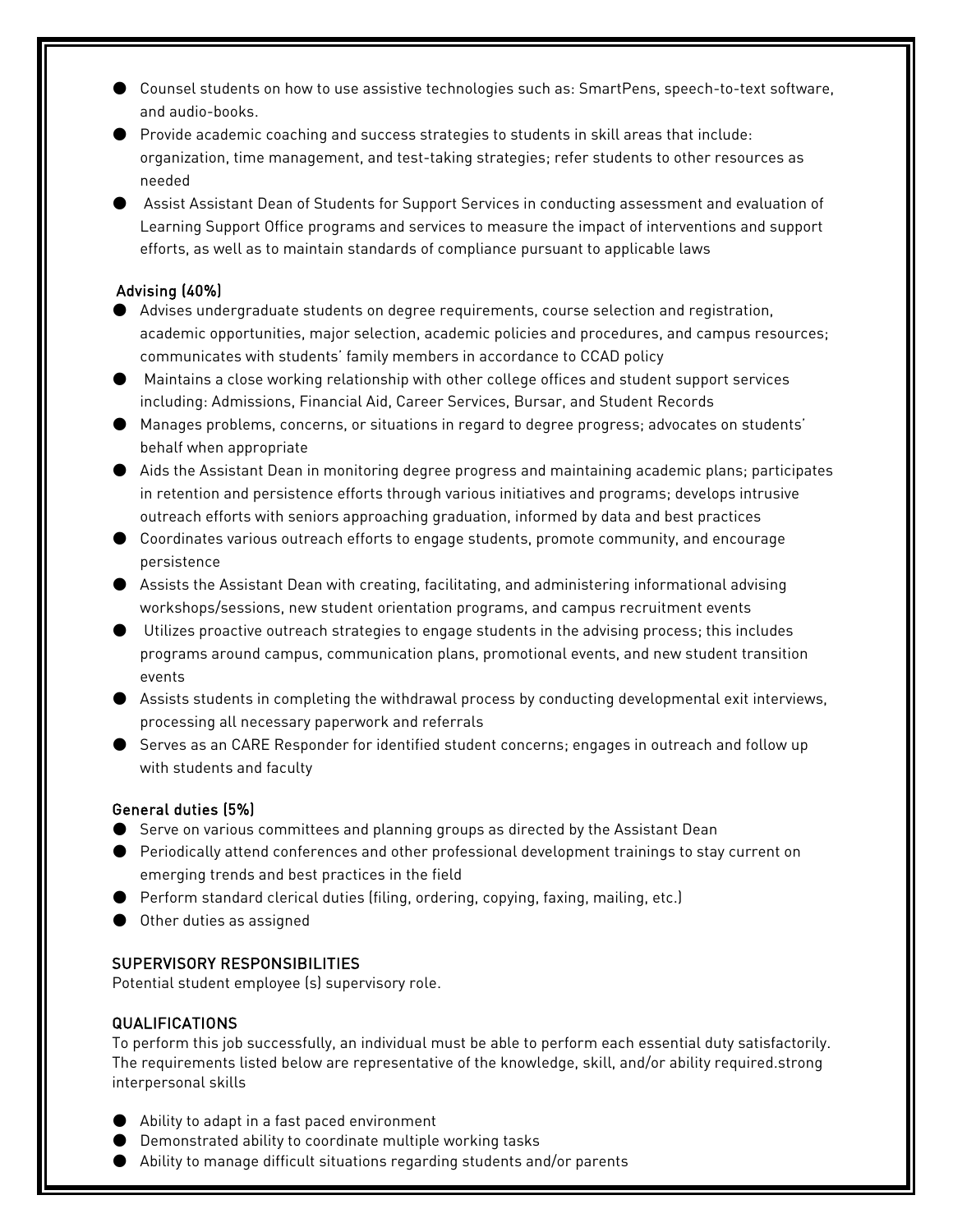- Counsel students on how to use assistive technologies such as: SmartPens, speech-to-text software, and audio-books.
- Provide academic coaching and success strategies to students in skill areas that include: organization, time management, and test-taking strategies; refer students to other resources as needed
- Assist Assistant Dean of Students for Support Services in conducting assessment and evaluation of Learning Support Office programs and services to measure the impact of interventions and support efforts, as well as to maintain standards of compliance pursuant to applicable laws

### Advising (40%)

- Advises undergraduate students on degree requirements, course selection and registration, academic opportunities, major selection, academic policies and procedures, and campus resources; communicates with students' family members in accordance to CCAD policy
- Maintains a close working relationship with other college offices and student support services including: Admissions, Financial Aid, Career Services, Bursar, and Student Records
- Manages problems, concerns, or situations in regard to degree progress; advocates on students' behalf when appropriate
- Aids the Assistant Dean in monitoring degree progress and maintaining academic plans; participates in retention and persistence efforts through various initiatives and programs; develops intrusive outreach efforts with seniors approaching graduation, informed by data and best practices
- Coordinates various outreach efforts to engage students, promote community, and encourage persistence
- Assists the Assistant Dean with creating, facilitating, and administering informational advising workshops/sessions, new student orientation programs, and campus recruitment events
- Utilizes proactive outreach strategies to engage students in the advising process; this includes programs around campus, communication plans, promotional events, and new student transition events
- Assists students in completing the withdrawal process by conducting developmental exit interviews, processing all necessary paperwork and referrals
- Serves as an CARE Responder for identified student concerns; engages in outreach and follow up with students and faculty

### General duties (5%)

- Serve on various committees and planning groups as directed by the Assistant Dean
- Periodically attend conferences and other professional development trainings to stay current on emerging trends and best practices in the field
- Perform standard clerical duties (filing, ordering, copying, faxing, mailing, etc.)
- Other duties as assigned

## SUPERVISORY RESPONSIBILITIES

Potential student employee (s) supervisory role.

## QUALIFICATIONS

To perform this job successfully, an individual must be able to perform each essential duty satisfactorily. The requirements listed below are representative of the knowledge, skill, and/or ability required.strong interpersonal skills

- Ability to adapt in a fast paced environment
- Demonstrated ability to coordinate multiple working tasks
- Ability to manage difficult situations regarding students and/or parents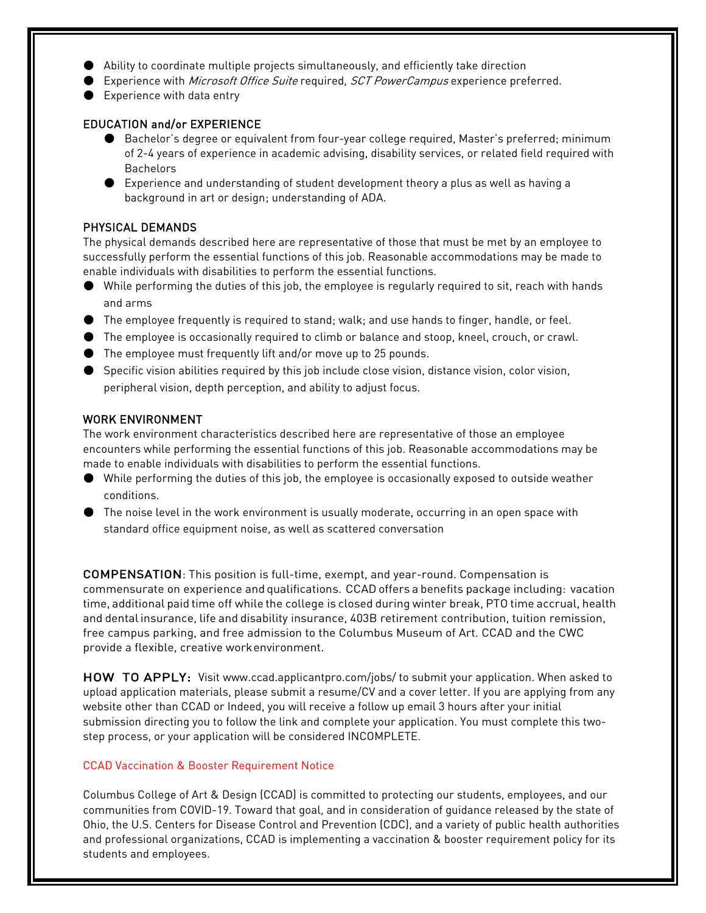- Ability to coordinate multiple projects simultaneously, and efficiently take direction
- Experience with *Microsoft Office Suite* required, *SCT PowerCampus* experience preferred.
- Experience with data entry

## EDUCATION and/or EXPERIENCE

- Bachelor's degree or equivalent from four-year college required, Master's preferred; minimum of 2-4 years of experience in academic advising, disability services, or related field required with Bachelors
- Experience and understanding of student development theory a plus as well as having a background in art or design; understanding of ADA.

## PHYSICAL DEMANDS

The physical demands described here are representative of those that must be met by an employee to successfully perform the essential functions of this job. Reasonable accommodations may be made to enable individuals with disabilities to perform the essential functions.

- While performing the duties of this job, the employee is regularly required to sit, reach with hands and arms
- The employee frequently is required to stand; walk; and use hands to finger, handle, or feel.
- The employee is occasionally required to climb or balance and stoop, kneel, crouch, or crawl.
- The employee must frequently lift and/or move up to 25 pounds.
- Specific vision abilities required by this job include close vision, distance vision, color vision, peripheral vision, depth perception, and ability to adjust focus.

## WORK ENVIRONMENT

The work environment characteristics described here are representative of those an employee encounters while performing the essential functions of this job. Reasonable accommodations may be made to enable individuals with disabilities to perform the essential functions.

- While performing the duties of this job, the employee is occasionally exposed to outside weather conditions.
- The noise level in the work environment is usually moderate, occurring in an open space with standard office equipment noise, as well as scattered conversation

**COMPENSATION**: This position is full-time, exempt, and year-round. Compensation is commensurate on experience and qualifications. CCAD offers a benefits package including: vacation time, additional paid time off while the college is closed during winter break, PTO time accrual, health and dental insurance, life and disability insurance, 403B retirement contribution, tuition remission, free campus parking, and free admission to the Columbus Museum of Art. CCAD and the CWC provide a flexible, creative work environment.

**HOW TO APPLY:** Visit www.ccad.applicantpro.com/jobs/ to submit your application. When asked to upload application materials, please submit a resume/CV and a cover letter. If you are applying from any website other than CCAD or Indeed, you will receive a follow up email 3 hours after your initial submission directing you to follow the link and complete your application. You must complete this two-step process, or your application will be considered INCOMPLETE.

CCAD Vaccination & Booster Requirement Notice

Columbus College of Art & Design (CCAD) is committed to protecting our students, employees, and our communities from COVID-19. Toward that goal, and in consideration of guidance released by the state of Ohio, the U.S. Centers for Disease Control and Prevention (CDC), and a variety of public health authorities and professional organizations, CCAD is implementing a vaccination & booster requirement policy for its students and employees.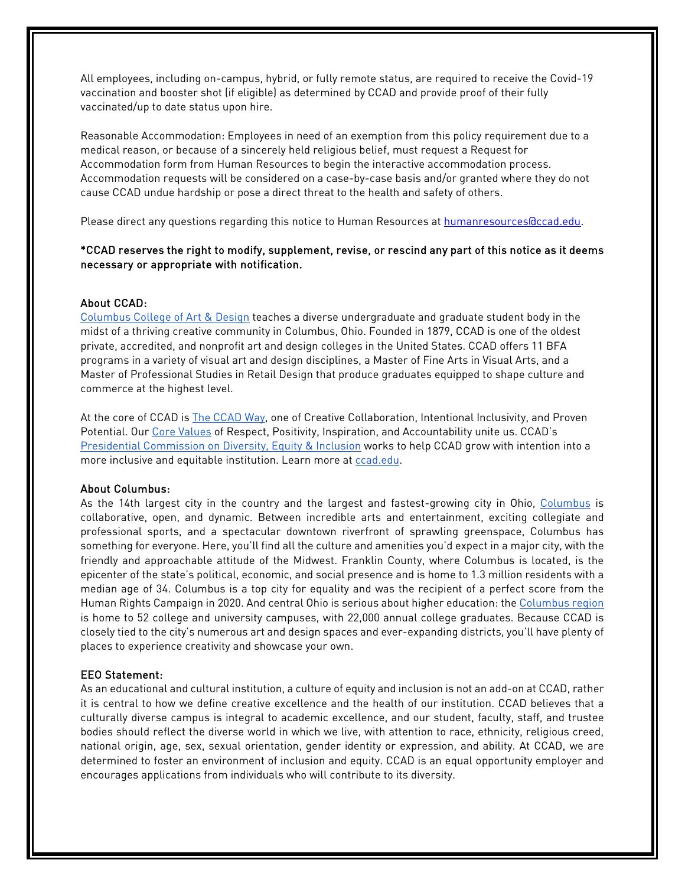All employees, including on-campus, hybrid, or fully remote status, are required to receive the Covid-19 vaccination and booster shot (if eligible) as determined by CCAD and provide proof of their fully vaccinated/up to date status upon hire.

Reasonable Accommodation: Employees in need of an exemption from this policy requirement due to a medical reason, or because of a sincerely held religious belief, must request a Request for Accommodation form from Human Resources to begin the interactive accommodation process. Accommodation requests will be considered on a case-by-case basis and/or granted where they do not cause CCAD undue hardship or pose a direct threat to the health and safety of others.

Please direct any questions regarding this notice to Human Resources at humanresources@ccad.edu.

**\*CCAD reserves the right to modify, supplement, revise, or rescind any part of this notice as it deems necessary or appropriate with notification.**

**About CCAD:**

Columbus College of Art & Design teaches a diverse undergraduate and graduate student body in the midst of a thriving creative community in Columbus, Ohio. Founded in 1879, CCAD is one of the oldest private, accredited, and nonprofit art and design colleges in the United States. CCAD offers 11 BFA programs in a variety of visual art and design disciplines, a Master of Fine Arts in Visual Arts, and a Master of Professional Studies in Retail Design that produce graduates equipped to shape culture and commerce at the highest level.

At the core of CCAD is The CCAD Way, one of Creative Collaboration, Intentional Inclusivity, and Proven Potential. Our Core Values of Respect, Positivity, Inspiration, and Accountability unite us. CCAD's Presidential Commission on Diversity, Equity & Inclusion works to help CCAD grow with intention into a more inclusive and equitable institution. Learn more at ccad.edu.

**About Columbus:**

As the 14th largest city in the country and the largest and fastest-growing city in Ohio, Columbus is collaborative, open, and dynamic. Between incredible arts and entertainment, exciting collegiate and professional sports, and a spectacular downtown riverfront of sprawling greenspace, Columbus has something for everyone. Here, you'll find all the culture and amenities you'd expect in a major city, with the friendly and approachable attitude of the Midwest. Franklin County, where Columbus is located, is the epicenter of the state's political, economic, and social presence and is home to 1.3 million residents with a median age of 34. Columbus is a top city for equality and was the recipient of a perfect score from the Human Rights Campaign in 2020. And central Ohio is serious about higher education: the Columbus region is home to 52 college and university campuses, with 22,000 annual college graduates. Because CCAD is closely tied to the city's numerous art and design spaces and ever-expanding districts, you'll have plenty of places to experience creativity and showcase your own.

**EEO Statement:**

As an educational and cultural institution, a culture of equity and inclusion is not an add-on at CCAD, rather it is central to how we define creative excellence and the health of our institution. CCAD believes that a culturally diverse campus is integral to academic excellence, and our student, faculty, staff, and trustee bodies should reflect the diverse world in which we live, with attention to race, ethnicity, religious creed, national origin, age, sex, sexual orientation, gender identity or expression, and ability. At CCAD, we are determined to foster an environment of inclusion and equity. CCAD is an equal opportunity employer and encourages applications from individuals who will contribute to its diversity.